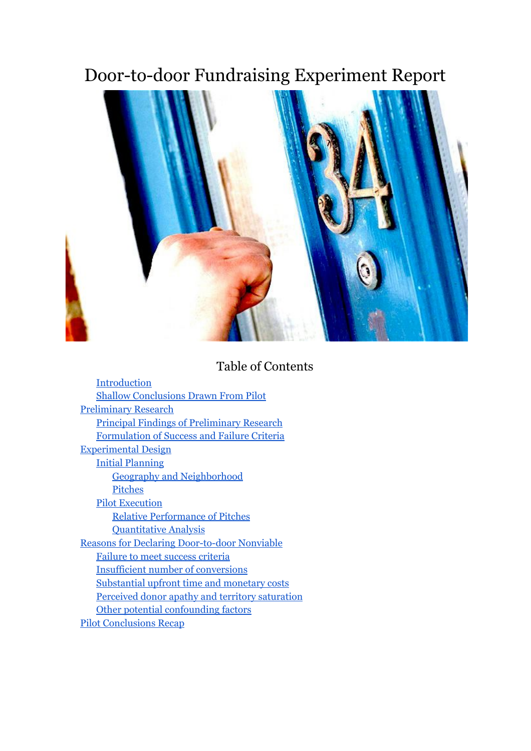# Door-to-door Fundraising Experiment Report

## Table of Contents

- Introduction
  - Shallow Conclusions Drawn From Pilot
- Preliminary Research
  - Principal Findings of Preliminary Research
  - Formulation of Success and Failure Criteria
- Experimental Design
  - Initial Planning
    - Geography and Neighborhood
    - Pitches
  - Pilot Execution
    - Relative Performance of Pitches
    - Quantitative Analysis
- Reasons for Declaring Door-to-door Nonviable
  - Failure to meet success criteria
  - Insufficient number of conversions
  - Substantial upfront time and monetary costs
  - Perceived donor apathy and territory saturation
  - Other potential confounding factors
- Pilot Conclusions Recap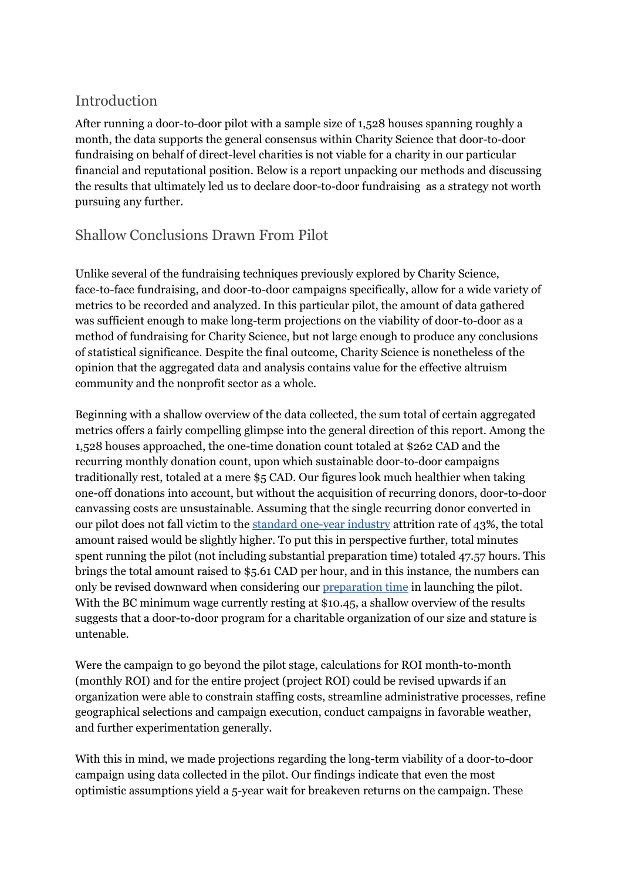## Introduction

After running a door-to-door pilot with a sample size of 1,528 houses spanning roughly a month, the data supports the general consensus within Charity Science that door-to-door fundraising on behalf of direct-level charities is not viable for a charity in our particular financial and reputational position. Below is a report unpacking our methods and discussing the results that ultimately led us to declare door-to-door fundraising  as a strategy not worth pursuing any further.

## Shallow Conclusions Drawn From Pilot

Unlike several of the fundraising techniques previously explored by Charity Science, face-to-face fundraising, and door-to-door campaigns specifically, allow for a wide variety of metrics to be recorded and analyzed. In this particular pilot, the amount of data gathered was sufficient enough to make long-term projections on the viability of door-to-door as a method of fundraising for Charity Science, but not large enough to produce any conclusions of statistical significance. Despite the final outcome, Charity Science is nonetheless of the opinion that the aggregated data and analysis contains value for the effective altruism community and the nonprofit sector as a whole.

Beginning with a shallow overview of the data collected, the sum total of certain aggregated metrics offers a fairly compelling glimpse into the general direction of this report. Among the 1,528 houses approached, the one-time donation count totaled at $262 CAD and the recurring monthly donation count, upon which sustainable door-to-door campaigns traditionally rest, totaled at a mere $5 CAD. Our figures look much healthier when taking one-off donations into account, but without the acquisition of recurring donors, door-to-door canvassing costs are unsustainable. Assuming that the single recurring donor converted in our pilot does not fall victim to the [standard one-year industry]() attrition rate of 43%, the total amount raised would be slightly higher. To put this in perspective further, total minutes spent running the pilot (not including substantial preparation time) totaled 47.57 hours. This brings the total amount raised to $5.61 CAD per hour, and in this instance, the numbers can only be revised downward when considering our [preparation time]() in launching the pilot. With the BC minimum wage currently resting at $10.45, a shallow overview of the results suggests that a door-to-door program for a charitable organization of our size and stature is untenable.

Were the campaign to go beyond the pilot stage, calculations for ROI month-to-month (monthly ROI) and for the entire project (project ROI) could be revised upwards if an organization were able to constrain staffing costs, streamline administrative processes, refine geographical selections and campaign execution, conduct campaigns in favorable weather, and further experimentation generally.

With this in mind, we made projections regarding the long-term viability of a door-to-door campaign using data collected in the pilot. Our findings indicate that even the most optimistic assumptions yield a 5-year wait for breakeven returns on the campaign. These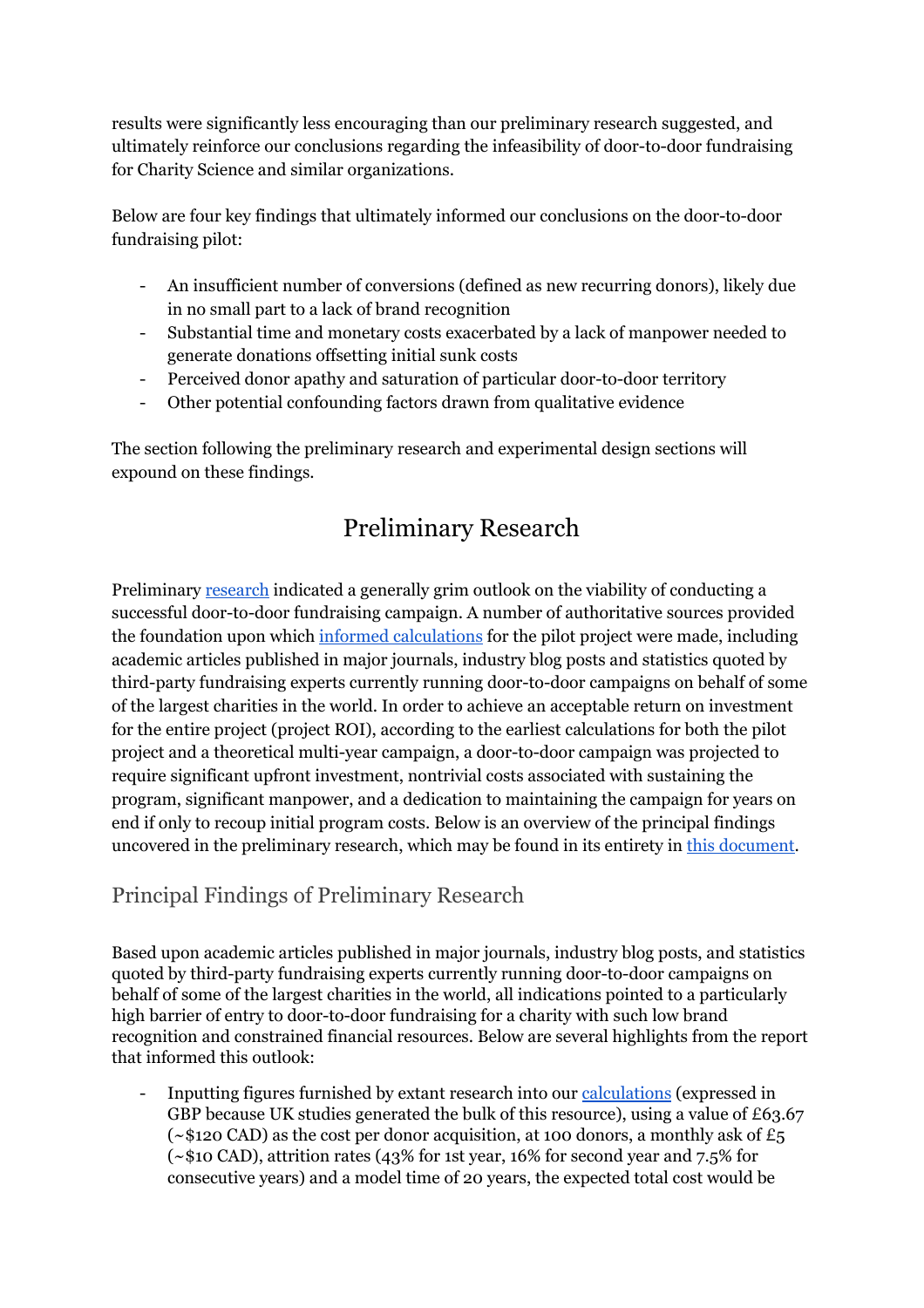results were significantly less encouraging than our preliminary research suggested, and ultimately reinforce our conclusions regarding the infeasibility of door-to-door fundraising for Charity Science and similar organizations.

Below are four key findings that ultimately informed our conclusions on the door-to-door fundraising pilot:

- An insufficient number of conversions (defined as new recurring donors), likely due in no small part to a lack of brand recognition
- Substantial time and monetary costs exacerbated by a lack of manpower needed to generate donations offsetting initial sunk costs
- Perceived donor apathy and saturation of particular door-to-door territory
- Other potential confounding factors drawn from qualitative evidence

The section following the preliminary research and experimental design sections will expound on these findings.

# Preliminary Research

Preliminary [research](research) indicated a generally grim outlook on the viability of conducting a successful door-to-door fundraising campaign. A number of authoritative sources provided the foundation upon which [informed calculations](informed calculations) for the pilot project were made, including academic articles published in major journals, industry blog posts and statistics quoted by third-party fundraising experts currently running door-to-door campaigns on behalf of some of the largest charities in the world. In order to achieve an acceptable return on investment for the entire project (project ROI), according to the earliest calculations for both the pilot project and a theoretical multi-year campaign, a door-to-door campaign was projected to require significant upfront investment, nontrivial costs associated with sustaining the program, significant manpower, and a dedication to maintaining the campaign for years on end if only to recoup initial program costs. Below is an overview of the principal findings uncovered in the preliminary research, which may be found in its entirety in [this document](this document).

## Principal Findings of Preliminary Research

Based upon academic articles published in major journals, industry blog posts, and statistics quoted by third-party fundraising experts currently running door-to-door campaigns on behalf of some of the largest charities in the world, all indications pointed to a particularly high barrier of entry to door-to-door fundraising for a charity with such low brand recognition and constrained financial resources. Below are several highlights from the report that informed this outlook:

- Inputting figures furnished by extant research into our [calculations](calculations) (expressed in GBP because UK studies generated the bulk of this resource), using a value of £63.67 (~$120 CAD) as the cost per donor acquisition, at 100 donors, a monthly ask of £5 (~$10 CAD), attrition rates (43% for 1st year, 16% for second year and 7.5% for consecutive years) and a model time of 20 years, the expected total cost would be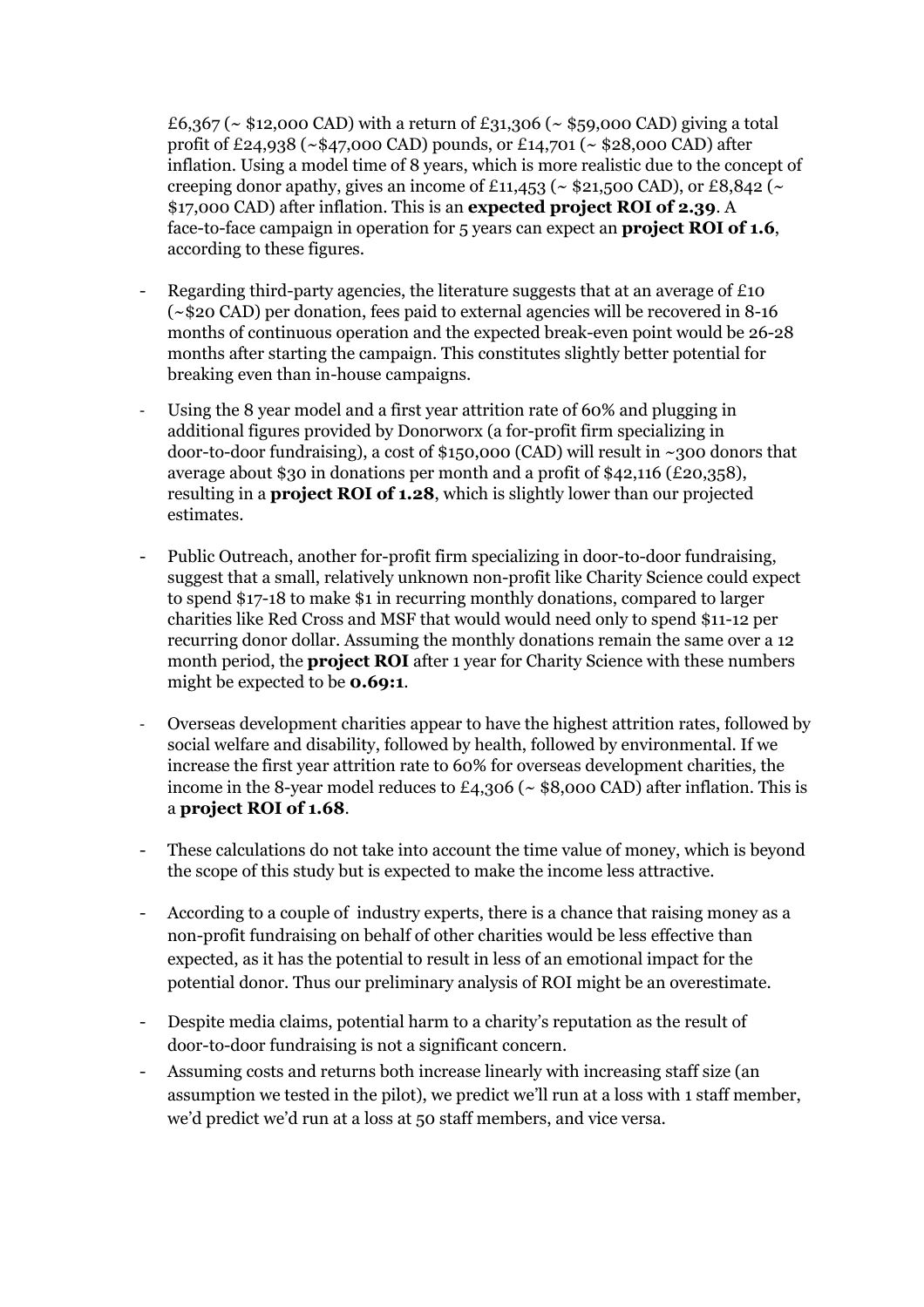£6,367 (~ $12,000 CAD) with a return of £31,306 (~ $59,000 CAD) giving a total profit of £24,938 (~$47,000 CAD) pounds, or £14,701 (~ $28,000 CAD) after inflation. Using a model time of 8 years, which is more realistic due to the concept of creeping donor apathy, gives an income of £11,453 (~ $21,500 CAD), or £8,842 (~ $17,000 CAD) after inflation. This is an **expected project ROI of 2.39**. A face-to-face campaign in operation for 5 years can expect an **project ROI of 1.6**, according to these figures.

- Regarding third-party agencies, the literature suggests that at an average of £10 (~$20 CAD) per donation, fees paid to external agencies will be recovered in 8-16 months of continuous operation and the expected break-even point would be 26-28 months after starting the campaign. This constitutes slightly better potential for breaking even than in-house campaigns.
- Using the 8 year model and a first year attrition rate of 60% and plugging in additional figures provided by Donorworx (a for-profit firm specializing in door-to-door fundraising), a cost of $150,000 (CAD) will result in ~300 donors that average about $30 in donations per month and a profit of $42,116 (£20,358), resulting in a **project ROI of 1.28**, which is slightly lower than our projected estimates.
- Public Outreach, another for-profit firm specializing in door-to-door fundraising, suggest that a small, relatively unknown non-profit like Charity Science could expect to spend $17-18 to make $1 in recurring monthly donations, compared to larger charities like Red Cross and MSF that would would need only to spend $11-12 per recurring donor dollar. Assuming the monthly donations remain the same over a 12 month period, the **project ROI** after 1 year for Charity Science with these numbers might be expected to be **0.69:1**.
- Overseas development charities appear to have the highest attrition rates, followed by social welfare and disability, followed by health, followed by environmental. If we increase the first year attrition rate to 60% for overseas development charities, the income in the 8-year model reduces to £4,306 (~ $8,000 CAD) after inflation. This is a **project ROI of 1.68**.
- These calculations do not take into account the time value of money, which is beyond the scope of this study but is expected to make the income less attractive.
- According to a couple of industry experts, there is a chance that raising money as a non-profit fundraising on behalf of other charities would be less effective than expected, as it has the potential to result in less of an emotional impact for the potential donor. Thus our preliminary analysis of ROI might be an overestimate.
- Despite media claims, potential harm to a charity's reputation as the result of door-to-door fundraising is not a significant concern.
- Assuming costs and returns both increase linearly with increasing staff size (an assumption we tested in the pilot), we predict we'll run at a loss with 1 staff member, we'd predict we'd run at a loss at 50 staff members, and vice versa.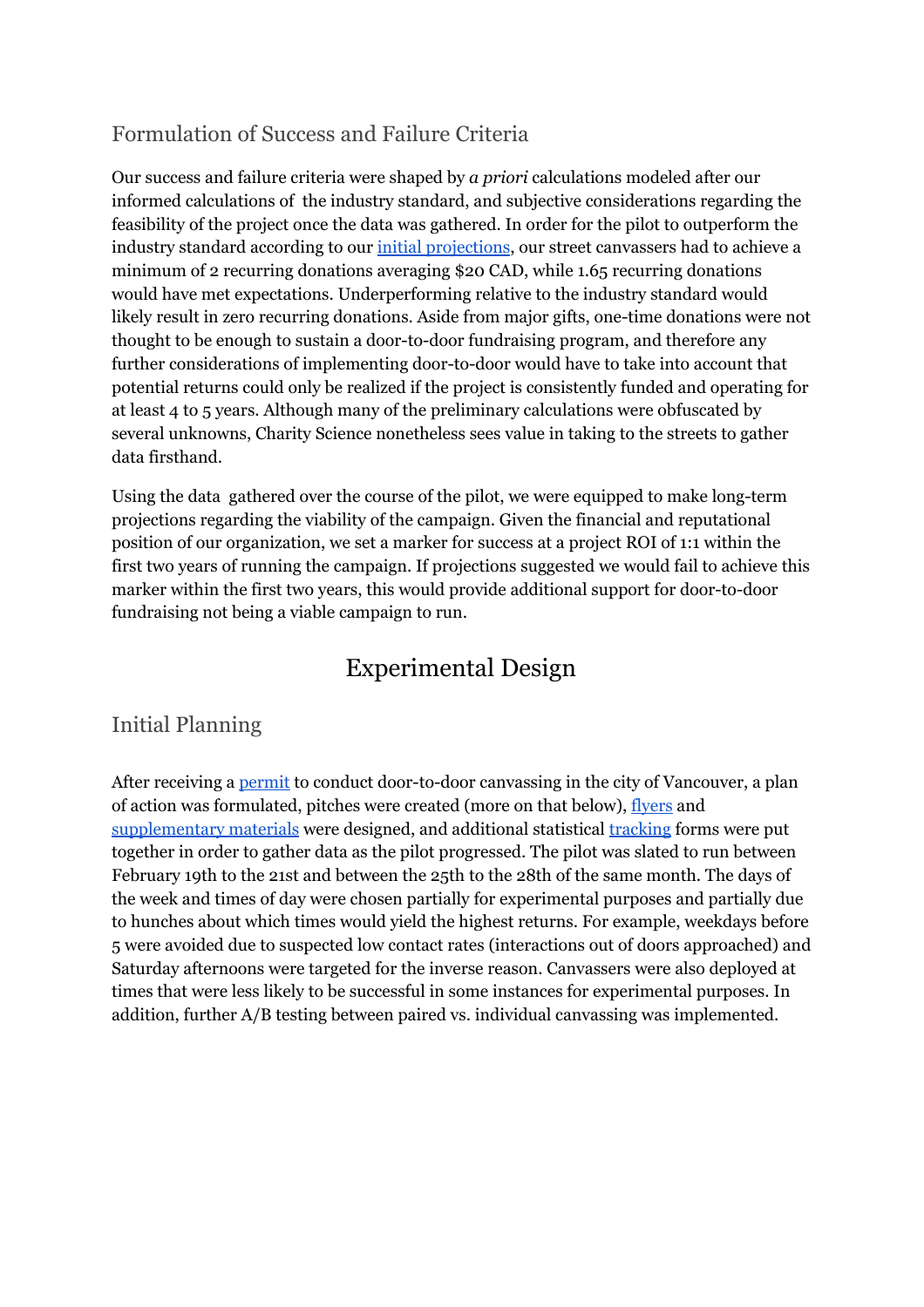## Formulation of Success and Failure Criteria

Our success and failure criteria were shaped by *a priori* calculations modeled after our informed calculations of the industry standard, and subjective considerations regarding the feasibility of the project once the data was gathered. In order for the pilot to outperform the industry standard according to our [initial projections](), our street canvassers had to achieve a minimum of 2 recurring donations averaging $20 CAD, while 1.65 recurring donations would have met expectations. Underperforming relative to the industry standard would likely result in zero recurring donations. Aside from major gifts, one-time donations were not thought to be enough to sustain a door-to-door fundraising program, and therefore any further considerations of implementing door-to-door would have to take into account that potential returns could only be realized if the project is consistently funded and operating for at least 4 to 5 years. Although many of the preliminary calculations were obfuscated by several unknowns, Charity Science nonetheless sees value in taking to the streets to gather data firsthand.

Using the data gathered over the course of the pilot, we were equipped to make long-term projections regarding the viability of the campaign. Given the financial and reputational position of our organization, we set a marker for success at a project ROI of 1:1 within the first two years of running the campaign. If projections suggested we would fail to achieve this marker within the first two years, this would provide additional support for door-to-door fundraising not being a viable campaign to run.

# Experimental Design

## Initial Planning

After receiving a [permit]() to conduct door-to-door canvassing in the city of Vancouver, a plan of action was formulated, pitches were created (more on that below), [flyers]() and [supplementary materials]() were designed, and additional statistical [tracking]() forms were put together in order to gather data as the pilot progressed. The pilot was slated to run between February 19th to the 21st and between the 25th to the 28th of the same month. The days of the week and times of day were chosen partially for experimental purposes and partially due to hunches about which times would yield the highest returns. For example, weekdays before 5 were avoided due to suspected low contact rates (interactions out of doors approached) and Saturday afternoons were targeted for the inverse reason. Canvassers were also deployed at times that were less likely to be successful in some instances for experimental purposes. In addition, further A/B testing between paired vs. individual canvassing was implemented.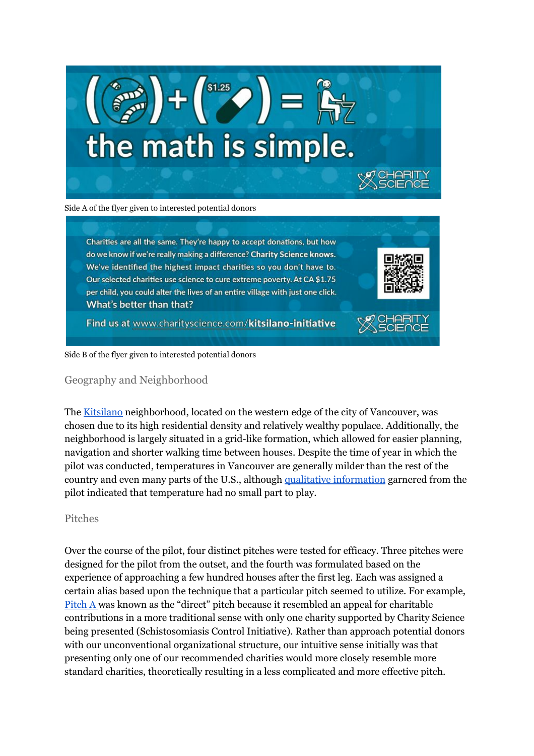Side A of the flyer given to interested potential donors

Side B of the flyer given to interested potential donors

## Geography and Neighborhood

The [Kitsilano](https://en.wikipedia.org/wiki/Kitsilano) neighborhood, located on the western edge of the city of Vancouver, was chosen due to its high residential density and relatively wealthy populace. Additionally, the neighborhood is largely situated in a grid-like formation, which allowed for easier planning, navigation and shorter walking time between houses. Despite the time of year in which the pilot was conducted, temperatures in Vancouver are generally milder than the rest of the country and even many parts of the U.S., although [qualitative information](#) garnered from the pilot indicated that temperature had no small part to play.

## Pitches

Over the course of the pilot, four distinct pitches were tested for efficacy. Three pitches were designed for the pilot from the outset, and the fourth was formulated based on the experience of approaching a few hundred houses after the first leg. Each was assigned a certain alias based upon the technique that a particular pitch seemed to utilize. For example, [Pitch A](#) was known as the "direct" pitch because it resembled an appeal for charitable contributions in a more traditional sense with only one charity supported by Charity Science being presented (Schistosomiasis Control Initiative). Rather than approach potential donors with our unconventional organizational structure, our intuitive sense initially was that presenting only one of our recommended charities would more closely resemble more standard charities, theoretically resulting in a less complicated and more effective pitch.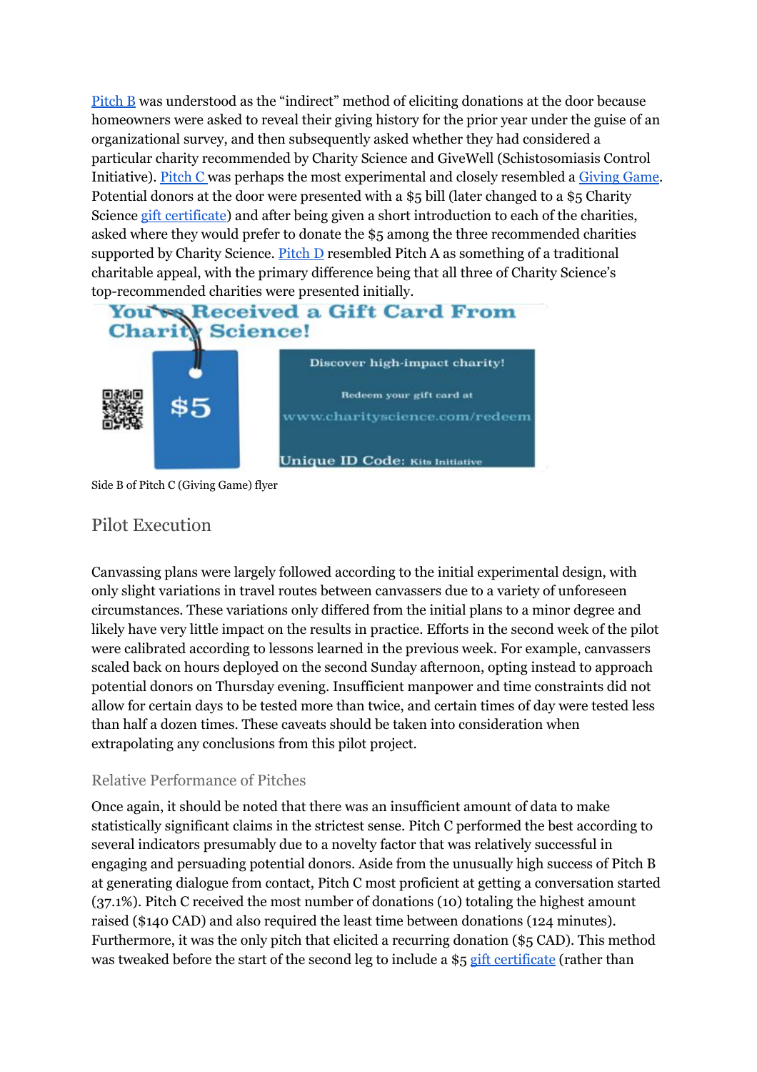Pitch B was understood as the "indirect" method of eliciting donations at the door because homeowners were asked to reveal their giving history for the prior year under the guise of an organizational survey, and then subsequently asked whether they had considered a particular charity recommended by Charity Science and GiveWell (Schistosomiasis Control Initiative). Pitch C was perhaps the most experimental and closely resembled a Giving Game. Potential donors at the door were presented with a $5 bill (later changed to a $5 Charity Science gift certificate) and after being given a short introduction to each of the charities, asked where they would prefer to donate the $5 among the three recommended charities supported by Charity Science. Pitch D resembled Pitch A as something of a traditional charitable appeal, with the primary difference being that all three of Charity Science's top-recommended charities were presented initially.

You've Received a Gift Card From Charity Science!

$5

Discover high-impact charity!

Redeem your gift card at www.charityscience.com/redeem

Unique ID Code: Kits Initiative

Side B of Pitch C (Giving Game) flyer

## Pilot Execution

Canvassing plans were largely followed according to the initial experimental design, with only slight variations in travel routes between canvassers due to a variety of unforeseen circumstances. These variations only differed from the initial plans to a minor degree and likely have very little impact on the results in practice. Efforts in the second week of the pilot were calibrated according to lessons learned in the previous week. For example, canvassers scaled back on hours deployed on the second Sunday afternoon, opting instead to approach potential donors on Thursday evening. Insufficient manpower and time constraints did not allow for certain days to be tested more than twice, and certain times of day were tested less than half a dozen times. These caveats should be taken into consideration when extrapolating any conclusions from this pilot project.

### Relative Performance of Pitches

Once again, it should be noted that there was an insufficient amount of data to make statistically significant claims in the strictest sense. Pitch C performed the best according to several indicators presumably due to a novelty factor that was relatively successful in engaging and persuading potential donors. Aside from the unusually high success of Pitch B at generating dialogue from contact, Pitch C most proficient at getting a conversation started (37.1%). Pitch C received the most number of donations (10) totaling the highest amount raised ($140 CAD) and also required the least time between donations (124 minutes). Furthermore, it was the only pitch that elicited a recurring donation ($5 CAD). This method was tweaked before the start of the second leg to include a $5 gift certificate (rather than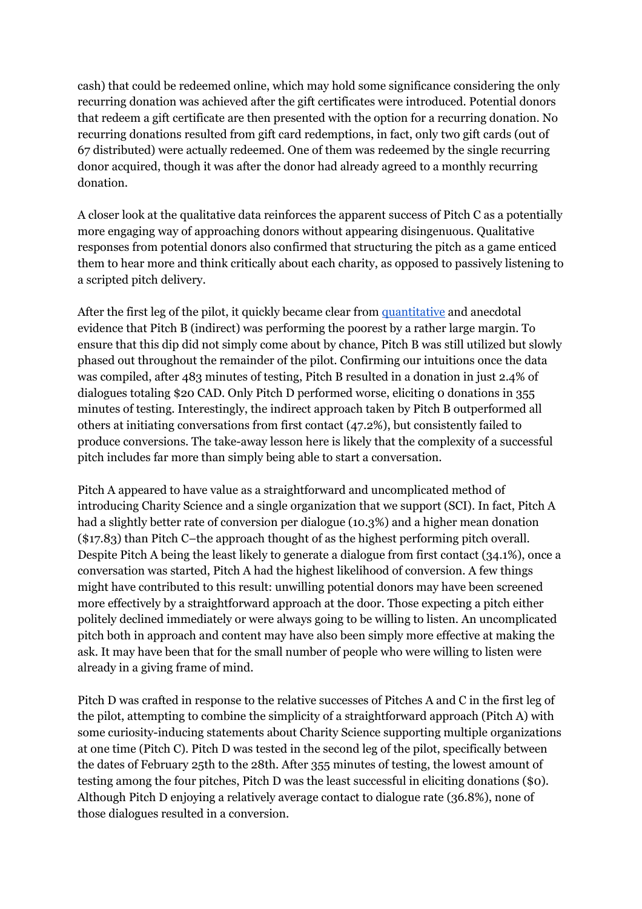cash) that could be redeemed online, which may hold some significance considering the only recurring donation was achieved after the gift certificates were introduced. Potential donors that redeem a gift certificate are then presented with the option for a recurring donation. No recurring donations resulted from gift card redemptions, in fact, only two gift cards (out of 67 distributed) were actually redeemed. One of them was redeemed by the single recurring donor acquired, though it was after the donor had already agreed to a monthly recurring donation.

A closer look at the qualitative data reinforces the apparent success of Pitch C as a potentially more engaging way of approaching donors without appearing disingenuous. Qualitative responses from potential donors also confirmed that structuring the pitch as a game enticed them to hear more and think critically about each charity, as opposed to passively listening to a scripted pitch delivery.

After the first leg of the pilot, it quickly became clear from [quantitative] and anecdotal evidence that Pitch B (indirect) was performing the poorest by a rather large margin. To ensure that this dip did not simply come about by chance, Pitch B was still utilized but slowly phased out throughout the remainder of the pilot. Confirming our intuitions once the data was compiled, after 483 minutes of testing, Pitch B resulted in a donation in just 2.4% of dialogues totaling $20 CAD. Only Pitch D performed worse, eliciting 0 donations in 355 minutes of testing. Interestingly, the indirect approach taken by Pitch B outperformed all others at initiating conversations from first contact (47.2%), but consistently failed to produce conversions. The take-away lesson here is likely that the complexity of a successful pitch includes far more than simply being able to start a conversation.

Pitch A appeared to have value as a straightforward and uncomplicated method of introducing Charity Science and a single organization that we support (SCI). In fact, Pitch A had a slightly better rate of conversion per dialogue (10.3%) and a higher mean donation ($17.83) than Pitch C–the approach thought of as the highest performing pitch overall. Despite Pitch A being the least likely to generate a dialogue from first contact (34.1%), once a conversation was started, Pitch A had the highest likelihood of conversion. A few things might have contributed to this result: unwilling potential donors may have been screened more effectively by a straightforward approach at the door. Those expecting a pitch either politely declined immediately or were always going to be willing to listen. An uncomplicated pitch both in approach and content may have also been simply more effective at making the ask. It may have been that for the small number of people who were willing to listen were already in a giving frame of mind.

Pitch D was crafted in response to the relative successes of Pitches A and C in the first leg of the pilot, attempting to combine the simplicity of a straightforward approach (Pitch A) with some curiosity-inducing statements about Charity Science supporting multiple organizations at one time (Pitch C). Pitch D was tested in the second leg of the pilot, specifically between the dates of February 25th to the 28th. After 355 minutes of testing, the lowest amount of testing among the four pitches, Pitch D was the least successful in eliciting donations ($0). Although Pitch D enjoying a relatively average contact to dialogue rate (36.8%), none of those dialogues resulted in a conversion.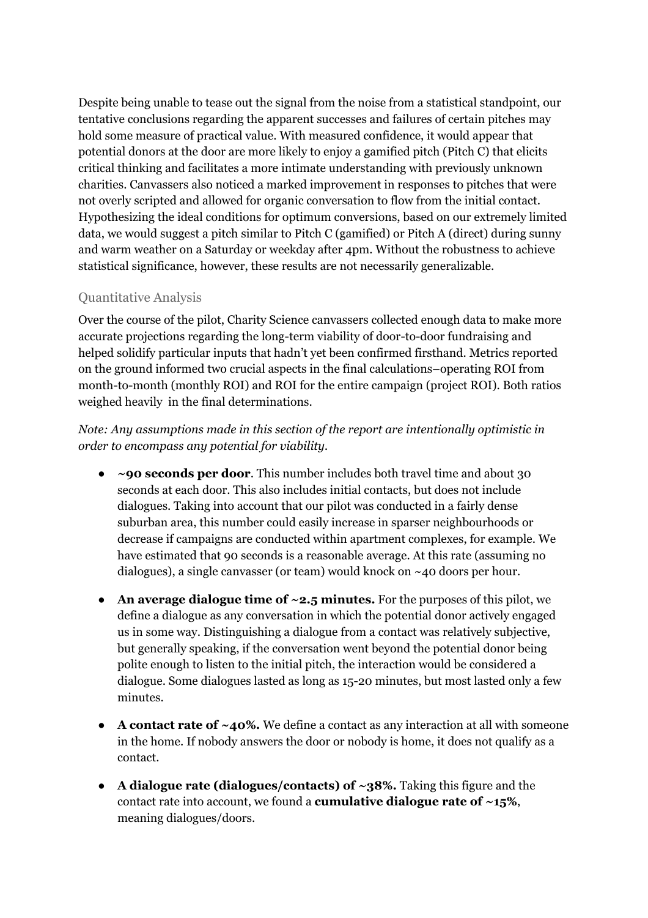Despite being unable to tease out the signal from the noise from a statistical standpoint, our tentative conclusions regarding the apparent successes and failures of certain pitches may hold some measure of practical value. With measured confidence, it would appear that potential donors at the door are more likely to enjoy a gamified pitch (Pitch C) that elicits critical thinking and facilitates a more intimate understanding with previously unknown charities. Canvassers also noticed a marked improvement in responses to pitches that were not overly scripted and allowed for organic conversation to flow from the initial contact. Hypothesizing the ideal conditions for optimum conversions, based on our extremely limited data, we would suggest a pitch similar to Pitch C (gamified) or Pitch A (direct) during sunny and warm weather on a Saturday or weekday after 4pm. Without the robustness to achieve statistical significance, however, these results are not necessarily generalizable.

## Quantitative Analysis

Over the course of the pilot, Charity Science canvassers collected enough data to make more accurate projections regarding the long-term viability of door-to-door fundraising and helped solidify particular inputs that hadn't yet been confirmed firsthand. Metrics reported on the ground informed two crucial aspects in the final calculations–operating ROI from month-to-month (monthly ROI) and ROI for the entire campaign (project ROI). Both ratios weighed heavily in the final determinations.

*Note: Any assumptions made in this section of the report are intentionally optimistic in order to encompass any potential for viability.*

- **~90 seconds per door**. This number includes both travel time and about 30 seconds at each door. This also includes initial contacts, but does not include dialogues. Taking into account that our pilot was conducted in a fairly dense suburban area, this number could easily increase in sparser neighbourhoods or decrease if campaigns are conducted within apartment complexes, for example. We have estimated that 90 seconds is a reasonable average. At this rate (assuming no dialogues), a single canvasser (or team) would knock on ~40 doors per hour.
- **An average dialogue time of ~2.5 minutes.** For the purposes of this pilot, we define a dialogue as any conversation in which the potential donor actively engaged us in some way. Distinguishing a dialogue from a contact was relatively subjective, but generally speaking, if the conversation went beyond the potential donor being polite enough to listen to the initial pitch, the interaction would be considered a dialogue. Some dialogues lasted as long as 15-20 minutes, but most lasted only a few minutes.
- **A contact rate of ~40%.** We define a contact as any interaction at all with someone in the home. If nobody answers the door or nobody is home, it does not qualify as a contact.
- **A dialogue rate (dialogues/contacts) of ~38%.** Taking this figure and the contact rate into account, we found a **cumulative dialogue rate of ~15%**, meaning dialogues/doors.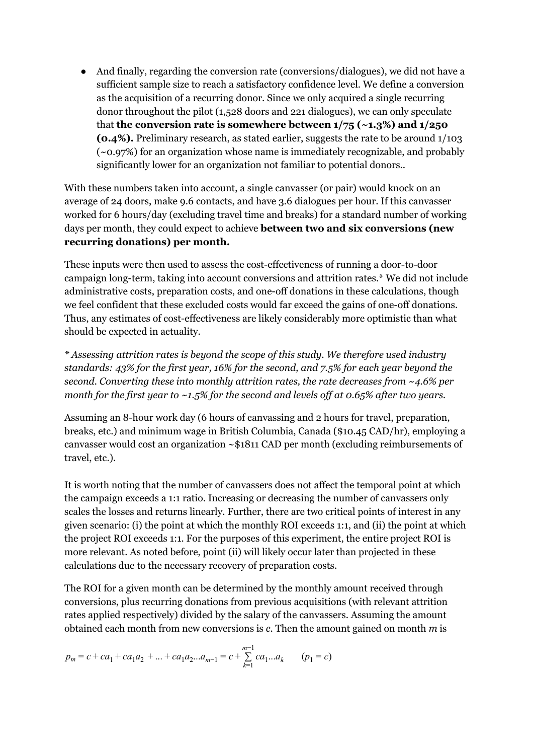- And finally, regarding the conversion rate (conversions/dialogues), we did not have a sufficient sample size to reach a satisfactory confidence level. We define a conversion as the acquisition of a recurring donor. Since we only acquired a single recurring donor throughout the pilot (1,528 doors and 221 dialogues), we can only speculate that **the conversion rate is somewhere between 1/75 (~1.3%) and 1/250 (0.4%).** Preliminary research, as stated earlier, suggests the rate to be around 1/103 (~0.97%) for an organization whose name is immediately recognizable, and probably significantly lower for an organization not familiar to potential donors..

With these numbers taken into account, a single canvasser (or pair) would knock on an average of 24 doors, make 9.6 contacts, and have 3.6 dialogues per hour. If this canvasser worked for 6 hours/day (excluding travel time and breaks) for a standard number of working days per month, they could expect to achieve **between two and six conversions (new recurring donations) per month.**

These inputs were then used to assess the cost-effectiveness of running a door-to-door campaign long-term, taking into account conversions and attrition rates.* We did not include administrative costs, preparation costs, and one-off donations in these calculations, though we feel confident that these excluded costs would far exceed the gains of one-off donations. Thus, any estimates of cost-effectiveness are likely considerably more optimistic than what should be expected in actuality.

*\* Assessing attrition rates is beyond the scope of this study. We therefore used industry standards: 43% for the first year, 16% for the second, and 7.5% for each year beyond the second. Converting these into monthly attrition rates, the rate decreases from ~4.6% per month for the first year to ~1.5% for the second and levels off at 0.65% after two years.*

Assuming an 8-hour work day (6 hours of canvassing and 2 hours for travel, preparation, breaks, etc.) and minimum wage in British Columbia, Canada ($10.45 CAD/hr), employing a canvasser would cost an organization ~$1811 CAD per month (excluding reimbursements of travel, etc.).

It is worth noting that the number of canvassers does not affect the temporal point at which the campaign exceeds a 1:1 ratio. Increasing or decreasing the number of canvassers only scales the losses and returns linearly. Further, there are two critical points of interest in any given scenario: (i) the point at which the monthly ROI exceeds 1:1, and (ii) the point at which the project ROI exceeds 1:1. For the purposes of this experiment, the entire project ROI is more relevant. As noted before, point (ii) will likely occur later than projected in these calculations due to the necessary recovery of preparation costs.

The ROI for a given month can be determined by the monthly amount received through conversions, plus recurring donations from previous acquisitions (with relevant attrition rates applied respectively) divided by the salary of the canvassers. Assuming the amount obtained each month from new conversions is $c$. Then the amount gained on month $m$ is

$$p_m = c + ca_1 + ca_1a_2 + \ldots + ca_1a_2\ldots a_{m-1} = c + \sum_{k=1}^{m-1} ca_1\ldots a_k \qquad (p_1 = c)$$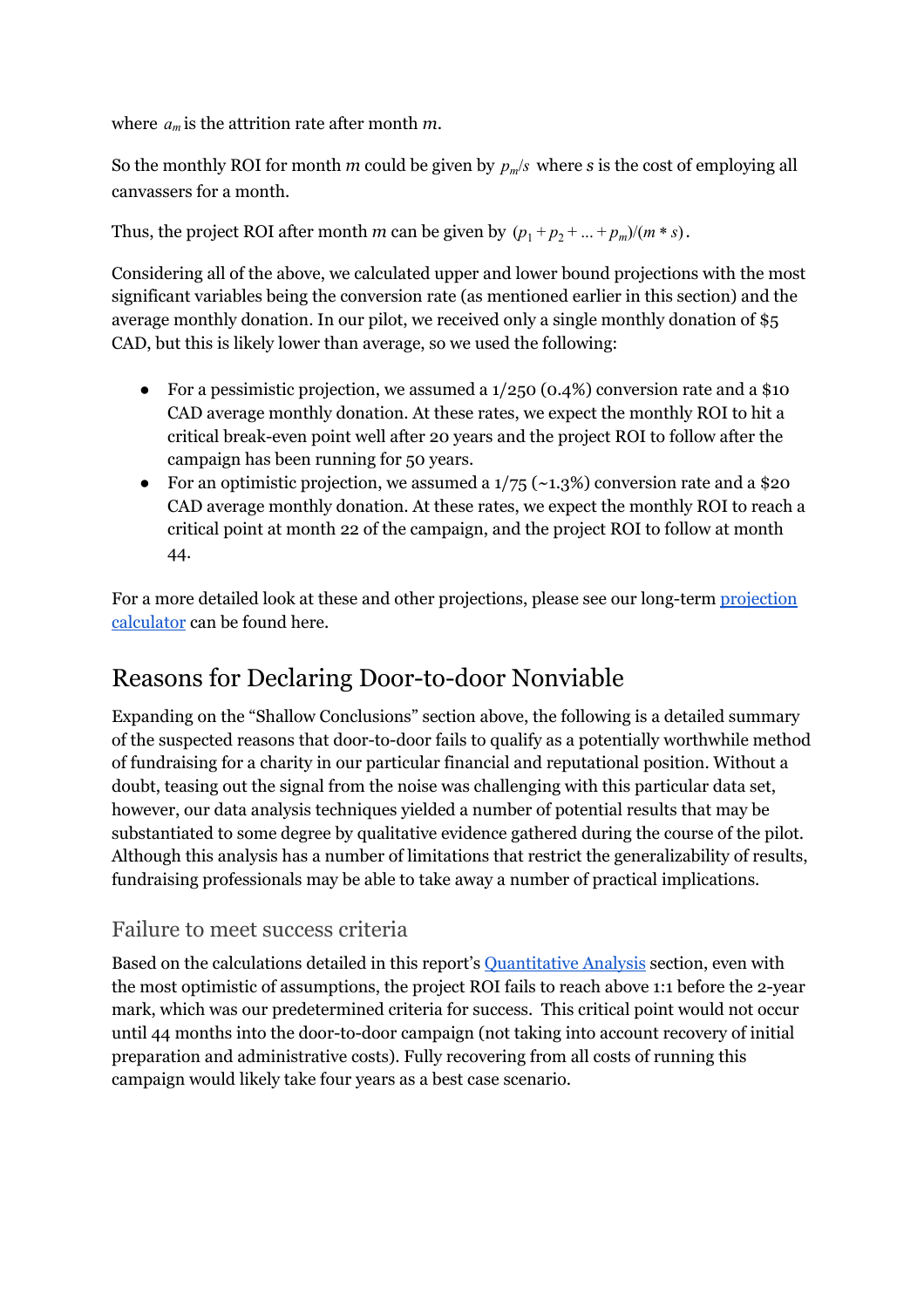where $a_m$ is the attrition rate after month $m$.

So the monthly ROI for month $m$ could be given by $p_m/s$ where $s$ is the cost of employing all canvassers for a month.

Thus, the project ROI after month $m$ can be given by $(p_1 + p_2 + ... + p_m)/(m * s)$.

Considering all of the above, we calculated upper and lower bound projections with the most significant variables being the conversion rate (as mentioned earlier in this section) and the average monthly donation. In our pilot, we received only a single monthly donation of $5 CAD, but this is likely lower than average, so we used the following:

- For a pessimistic projection, we assumed a 1/250 (0.4%) conversion rate and a $10 CAD average monthly donation. At these rates, we expect the monthly ROI to hit a critical break-even point well after 20 years and the project ROI to follow after the campaign has been running for 50 years.
- For an optimistic projection, we assumed a 1/75 (~1.3%) conversion rate and a $20 CAD average monthly donation. At these rates, we expect the monthly ROI to reach a critical point at month 22 of the campaign, and the project ROI to follow at month 44.

For a more detailed look at these and other projections, please see our long-term [projection calculator]() can be found here.

## Reasons for Declaring Door-to-door Nonviable

Expanding on the "Shallow Conclusions" section above, the following is a detailed summary of the suspected reasons that door-to-door fails to qualify as a potentially worthwhile method of fundraising for a charity in our particular financial and reputational position. Without a doubt, teasing out the signal from the noise was challenging with this particular data set, however, our data analysis techniques yielded a number of potential results that may be substantiated to some degree by qualitative evidence gathered during the course of the pilot. Although this analysis has a number of limitations that restrict the generalizability of results, fundraising professionals may be able to take away a number of practical implications.

### Failure to meet success criteria

Based on the calculations detailed in this report's [Quantitative Analysis]() section, even with the most optimistic of assumptions, the project ROI fails to reach above 1:1 before the 2-year mark, which was our predetermined criteria for success. This critical point would not occur until 44 months into the door-to-door campaign (not taking into account recovery of initial preparation and administrative costs). Fully recovering from all costs of running this campaign would likely take four years as a best case scenario.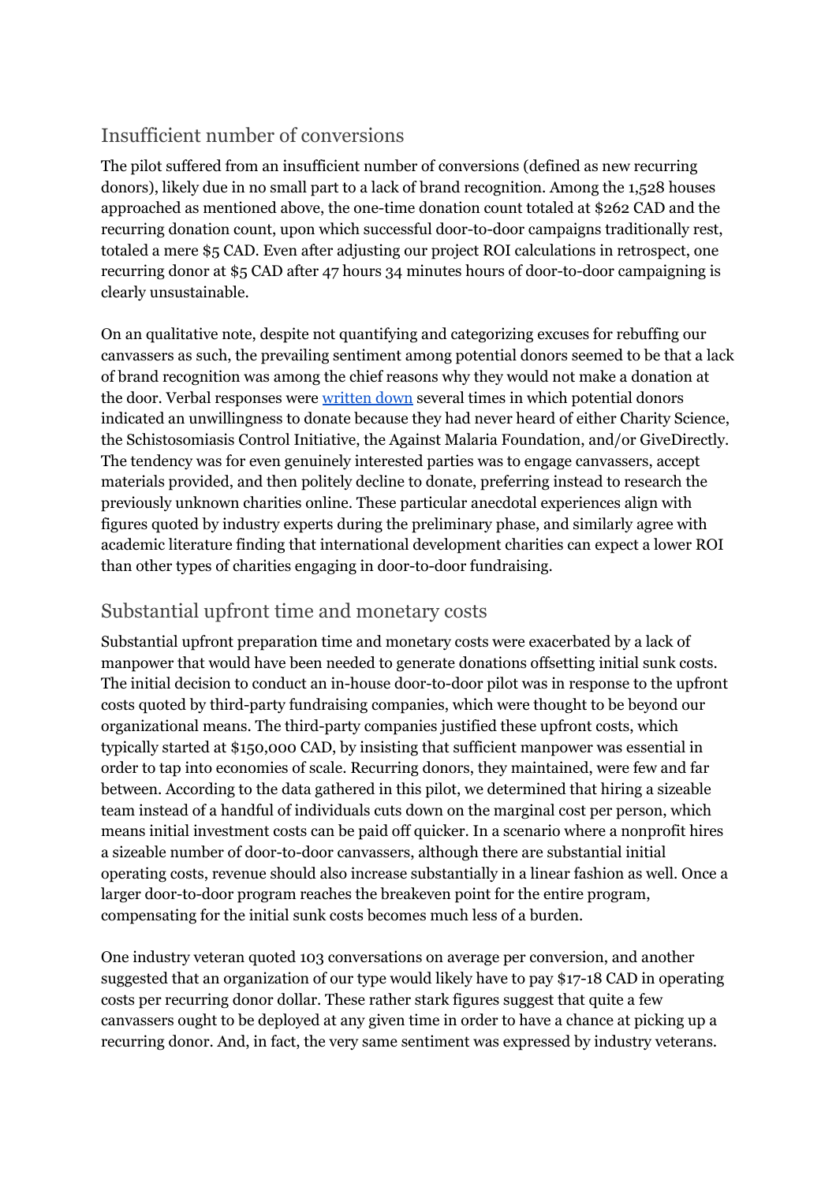## Insufficient number of conversions

The pilot suffered from an insufficient number of conversions (defined as new recurring donors), likely due in no small part to a lack of brand recognition. Among the 1,528 houses approached as mentioned above, the one-time donation count totaled at $262 CAD and the recurring donation count, upon which successful door-to-door campaigns traditionally rest, totaled a mere $5 CAD. Even after adjusting our project ROI calculations in retrospect, one recurring donor at $5 CAD after 47 hours 34 minutes hours of door-to-door campaigning is clearly unsustainable.

On an qualitative note, despite not quantifying and categorizing excuses for rebuffing our canvassers as such, the prevailing sentiment among potential donors seemed to be that a lack of brand recognition was among the chief reasons why they would not make a donation at the door. Verbal responses were written down several times in which potential donors indicated an unwillingness to donate because they had never heard of either Charity Science, the Schistosomiasis Control Initiative, the Against Malaria Foundation, and/or GiveDirectly. The tendency was for even genuinely interested parties was to engage canvassers, accept materials provided, and then politely decline to donate, preferring instead to research the previously unknown charities online. These particular anecdotal experiences align with figures quoted by industry experts during the preliminary phase, and similarly agree with academic literature finding that international development charities can expect a lower ROI than other types of charities engaging in door-to-door fundraising.

## Substantial upfront time and monetary costs

Substantial upfront preparation time and monetary costs were exacerbated by a lack of manpower that would have been needed to generate donations offsetting initial sunk costs. The initial decision to conduct an in-house door-to-door pilot was in response to the upfront costs quoted by third-party fundraising companies, which were thought to be beyond our organizational means. The third-party companies justified these upfront costs, which typically started at $150,000 CAD, by insisting that sufficient manpower was essential in order to tap into economies of scale. Recurring donors, they maintained, were few and far between. According to the data gathered in this pilot, we determined that hiring a sizeable team instead of a handful of individuals cuts down on the marginal cost per person, which means initial investment costs can be paid off quicker. In a scenario where a nonprofit hires a sizeable number of door-to-door canvassers, although there are substantial initial operating costs, revenue should also increase substantially in a linear fashion as well. Once a larger door-to-door program reaches the breakeven point for the entire program, compensating for the initial sunk costs becomes much less of a burden.

One industry veteran quoted 103 conversations on average per conversion, and another suggested that an organization of our type would likely have to pay $17-18 CAD in operating costs per recurring donor dollar. These rather stark figures suggest that quite a few canvassers ought to be deployed at any given time in order to have a chance at picking up a recurring donor. And, in fact, the very same sentiment was expressed by industry veterans.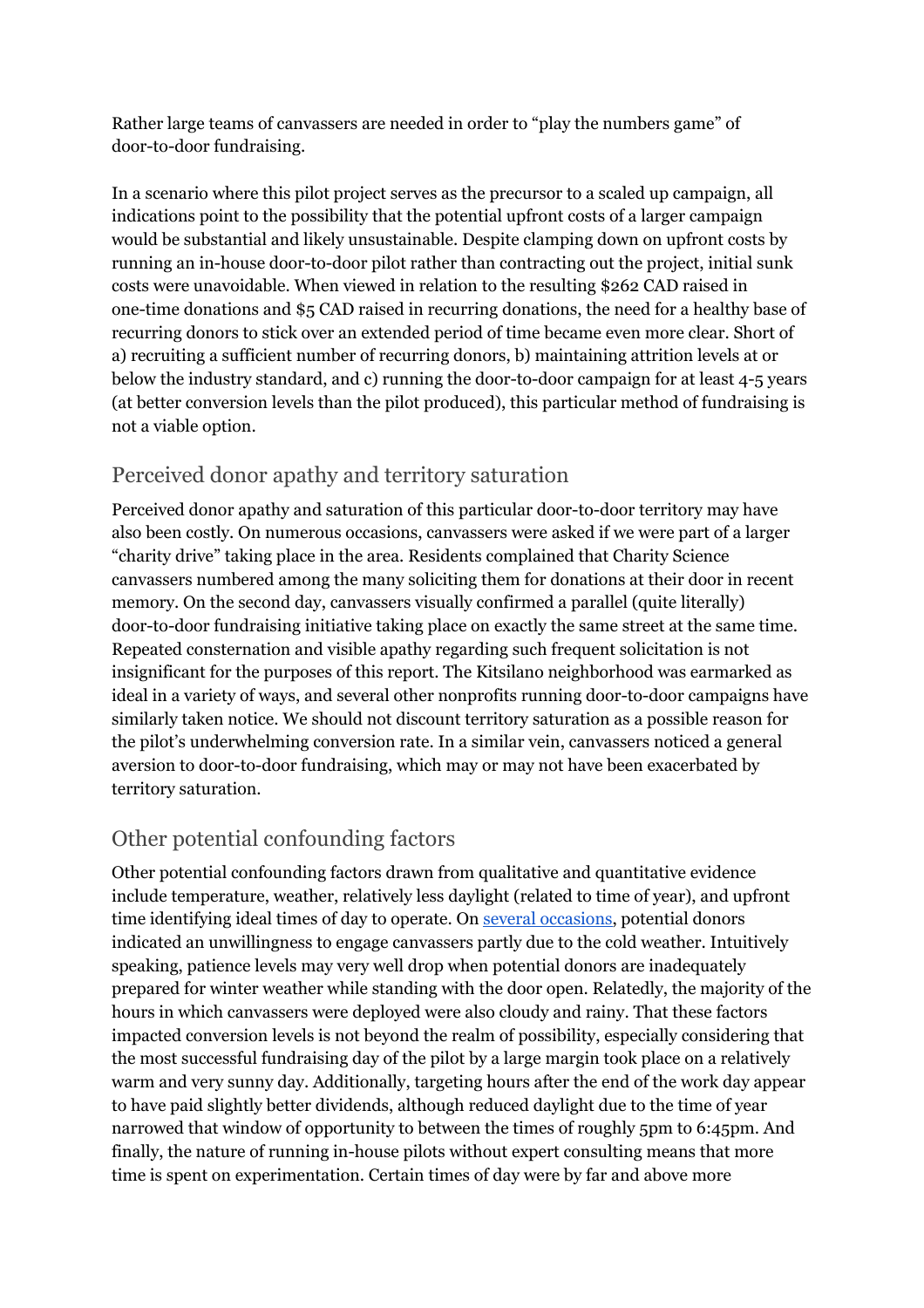Rather large teams of canvassers are needed in order to “play the numbers game” of door-to-door fundraising.

In a scenario where this pilot project serves as the precursor to a scaled up campaign, all indications point to the possibility that the potential upfront costs of a larger campaign would be substantial and likely unsustainable. Despite clamping down on upfront costs by running an in-house door-to-door pilot rather than contracting out the project, initial sunk costs were unavoidable. When viewed in relation to the resulting $262 CAD raised in one-time donations and $5 CAD raised in recurring donations, the need for a healthy base of recurring donors to stick over an extended period of time became even more clear. Short of a) recruiting a sufficient number of recurring donors, b) maintaining attrition levels at or below the industry standard, and c) running the door-to-door campaign for at least 4-5 years (at better conversion levels than the pilot produced), this particular method of fundraising is not a viable option.

## Perceived donor apathy and territory saturation

Perceived donor apathy and saturation of this particular door-to-door territory may have also been costly. On numerous occasions, canvassers were asked if we were part of a larger “charity drive” taking place in the area. Residents complained that Charity Science canvassers numbered among the many soliciting them for donations at their door in recent memory. On the second day, canvassers visually confirmed a parallel (quite literally) door-to-door fundraising initiative taking place on exactly the same street at the same time. Repeated consternation and visible apathy regarding such frequent solicitation is not insignificant for the purposes of this report. The Kitsilano neighborhood was earmarked as ideal in a variety of ways, and several other nonprofits running door-to-door campaigns have similarly taken notice. We should not discount territory saturation as a possible reason for the pilot’s underwhelming conversion rate. In a similar vein, canvassers noticed a general aversion to door-to-door fundraising, which may or may not have been exacerbated by territory saturation.

## Other potential confounding factors

Other potential confounding factors drawn from qualitative and quantitative evidence include temperature, weather, relatively less daylight (related to time of year), and upfront time identifying ideal times of day to operate. On several occasions, potential donors indicated an unwillingness to engage canvassers partly due to the cold weather. Intuitively speaking, patience levels may very well drop when potential donors are inadequately prepared for winter weather while standing with the door open. Relatedly, the majority of the hours in which canvassers were deployed were also cloudy and rainy. That these factors impacted conversion levels is not beyond the realm of possibility, especially considering that the most successful fundraising day of the pilot by a large margin took place on a relatively warm and very sunny day. Additionally, targeting hours after the end of the work day appear to have paid slightly better dividends, although reduced daylight due to the time of year narrowed that window of opportunity to between the times of roughly 5pm to 6:45pm. And finally, the nature of running in-house pilots without expert consulting means that more time is spent on experimentation. Certain times of day were by far and above more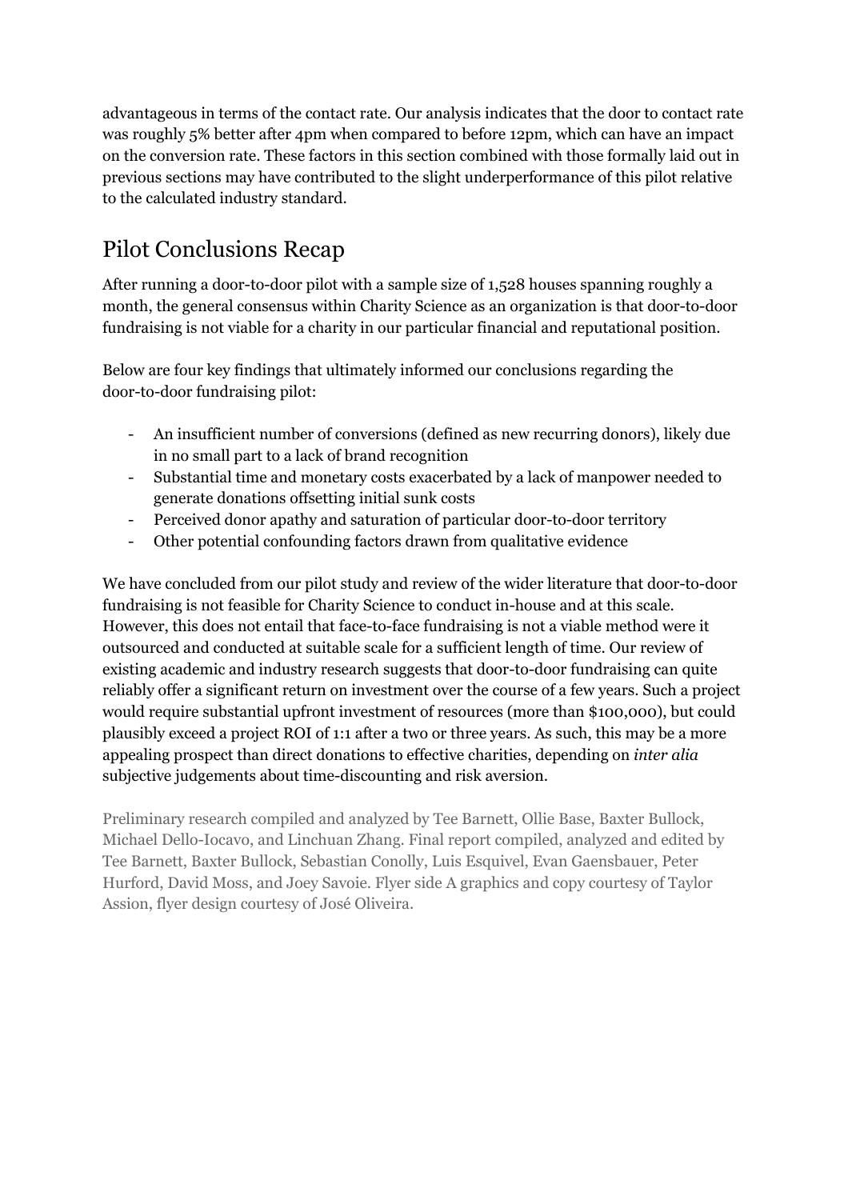advantageous in terms of the contact rate. Our analysis indicates that the door to contact rate was roughly 5% better after 4pm when compared to before 12pm, which can have an impact on the conversion rate. These factors in this section combined with those formally laid out in previous sections may have contributed to the slight underperformance of this pilot relative to the calculated industry standard.

## Pilot Conclusions Recap

After running a door-to-door pilot with a sample size of 1,528 houses spanning roughly a month, the general consensus within Charity Science as an organization is that door-to-door fundraising is not viable for a charity in our particular financial and reputational position.

Below are four key findings that ultimately informed our conclusions regarding the door-to-door fundraising pilot:

- An insufficient number of conversions (defined as new recurring donors), likely due in no small part to a lack of brand recognition
- Substantial time and monetary costs exacerbated by a lack of manpower needed to generate donations offsetting initial sunk costs
- Perceived donor apathy and saturation of particular door-to-door territory
- Other potential confounding factors drawn from qualitative evidence

We have concluded from our pilot study and review of the wider literature that door-to-door fundraising is not feasible for Charity Science to conduct in-house and at this scale. However, this does not entail that face-to-face fundraising is not a viable method were it outsourced and conducted at suitable scale for a sufficient length of time. Our review of existing academic and industry research suggests that door-to-door fundraising can quite reliably offer a significant return on investment over the course of a few years. Such a project would require substantial upfront investment of resources (more than $100,000), but could plausibly exceed a project ROI of 1:1 after a two or three years. As such, this may be a more appealing prospect than direct donations to effective charities, depending on *inter alia* subjective judgements about time-discounting and risk aversion.

Preliminary research compiled and analyzed by Tee Barnett, Ollie Base, Baxter Bullock, Michael Dello-Iocavo, and Linchuan Zhang. Final report compiled, analyzed and edited by Tee Barnett, Baxter Bullock, Sebastian Conolly, Luis Esquivel, Evan Gaensbauer, Peter Hurford, David Moss, and Joey Savoie. Flyer side A graphics and copy courtesy of Taylor Assion, flyer design courtesy of José Oliveira.